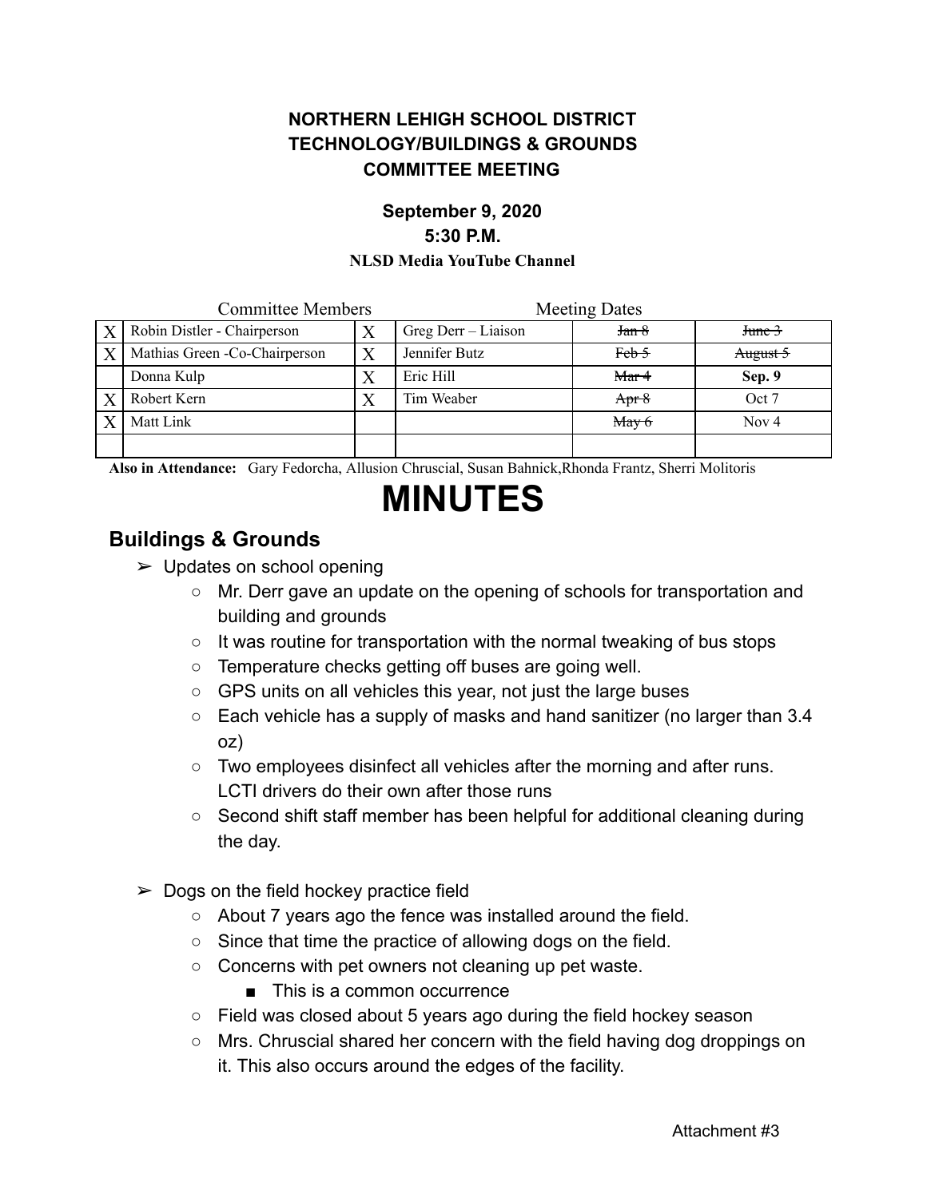**NORTHERN LEHIGH SCHOOL DISTRICT**
**TECHNOLOGY/BUILDINGS & GROUNDS**
**COMMITTEE MEETING**

**September 9, 2020**
**5:30 P.M.**
**NLSD Media YouTube Channel**

| | Committee Members | | | Meeting Dates | |
|---|---|---|---|---|---|
| X | Robin Distler - Chairperson | X | Greg Derr – Liaison | ~~Jan 8~~ | ~~June 3~~ |
| X | Mathias Green -Co-Chairperson | X | Jennifer Butz | ~~Feb 5~~ | ~~August 5~~ |
| | Donna Kulp | X | Eric Hill | ~~Mar 4~~ | **Sep. 9** |
| X | Robert Kern | X | Tim Weaber | ~~Apr 8~~ | Oct 7 |
| X | Matt Link | | | ~~May 6~~ | Nov 4 |
| | | | | | |

**Also in Attendance:** Gary Fedorcha, Allusion Chruscial, Susan Bahnick,Rhonda Frantz, Sherri Molitoris

# MINUTES

## Buildings & Grounds

- ➢ Updates on school opening
  - Mr. Derr gave an update on the opening of schools for transportation and building and grounds
  - It was routine for transportation with the normal tweaking of bus stops
  - Temperature checks getting off buses are going well.
  - GPS units on all vehicles this year, not just the large buses
  - Each vehicle has a supply of masks and hand sanitizer (no larger than 3.4 oz)
  - Two employees disinfect all vehicles after the morning and after runs. LCTI drivers do their own after those runs
  - Second shift staff member has been helpful for additional cleaning during the day.

- ➢ Dogs on the field hockey practice field
  - About 7 years ago the fence was installed around the field.
  - Since that time the practice of allowing dogs on the field.
  - Concerns with pet owners not cleaning up pet waste.
    - This is a common occurrence
  - Field was closed about 5 years ago during the field hockey season
  - Mrs. Chruscial shared her concern with the field having dog droppings on it. This also occurs around the edges of the facility.

Attachment #3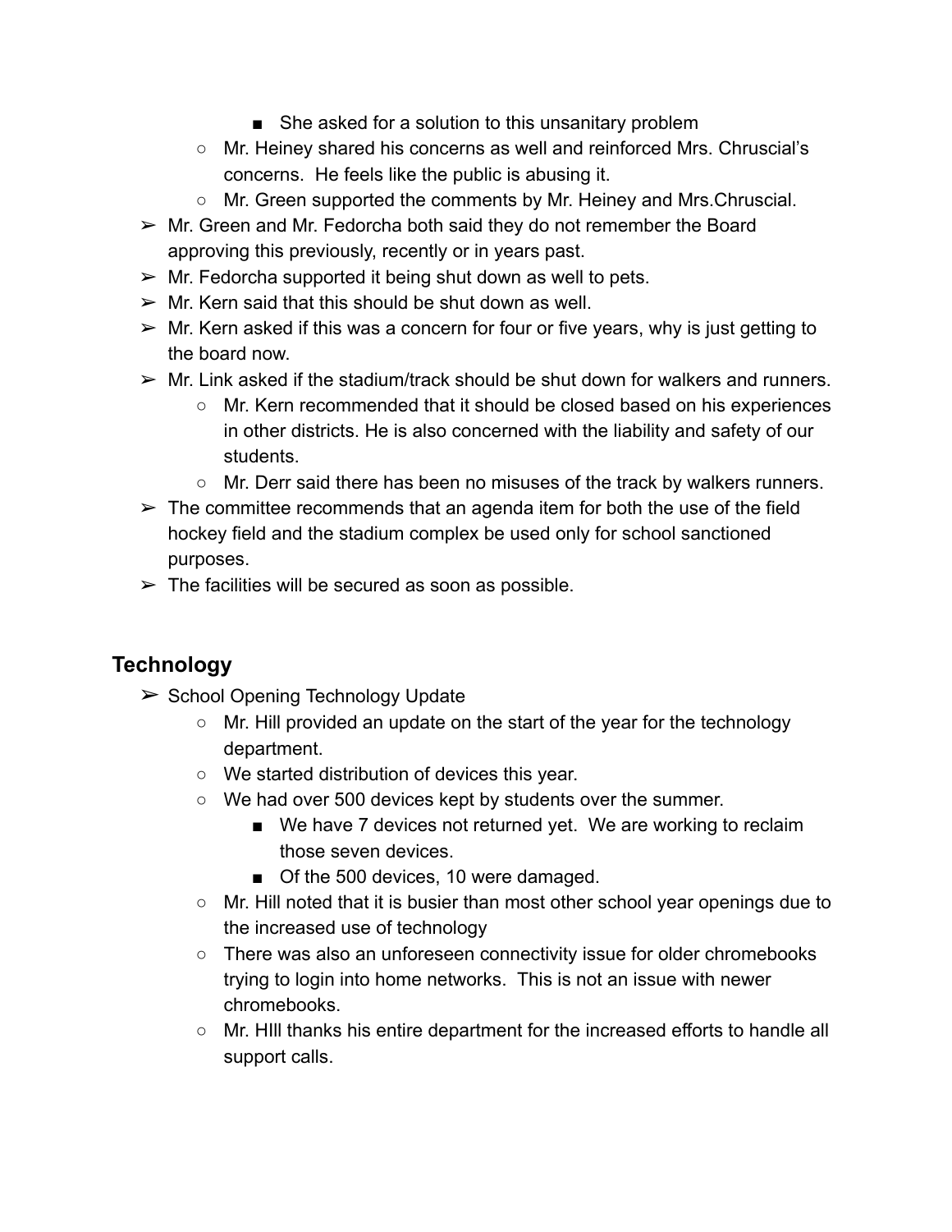- She asked for a solution to this unsanitary problem
    - Mr. Heiney shared his concerns as well and reinforced Mrs. Chruscial's concerns. He feels like the public is abusing it.
    - Mr. Green supported the comments by Mr. Heiney and Mrs.Chruscial.
- Mr. Green and Mr. Fedorcha both said they do not remember the Board approving this previously, recently or in years past.
- Mr. Fedorcha supported it being shut down as well to pets.
- Mr. Kern said that this should be shut down as well.
- Mr. Kern asked if this was a concern for four or five years, why is just getting to the board now.
- Mr. Link asked if the stadium/track should be shut down for walkers and runners.
    - Mr. Kern recommended that it should be closed based on his experiences in other districts. He is also concerned with the liability and safety of our students.
    - Mr. Derr said there has been no misuses of the track by walkers runners.
- The committee recommends that an agenda item for both the use of the field hockey field and the stadium complex be used only for school sanctioned purposes.
- The facilities will be secured as soon as possible.

## Technology

- School Opening Technology Update
    - Mr. Hill provided an update on the start of the year for the technology department.
    - We started distribution of devices this year.
    - We had over 500 devices kept by students over the summer.
        - We have 7 devices not returned yet. We are working to reclaim those seven devices.
        - Of the 500 devices, 10 were damaged.
    - Mr. Hill noted that it is busier than most other school year openings due to the increased use of technology
    - There was also an unforeseen connectivity issue for older chromebooks trying to login into home networks. This is not an issue with newer chromebooks.
    - Mr. HIll thanks his entire department for the increased efforts to handle all support calls.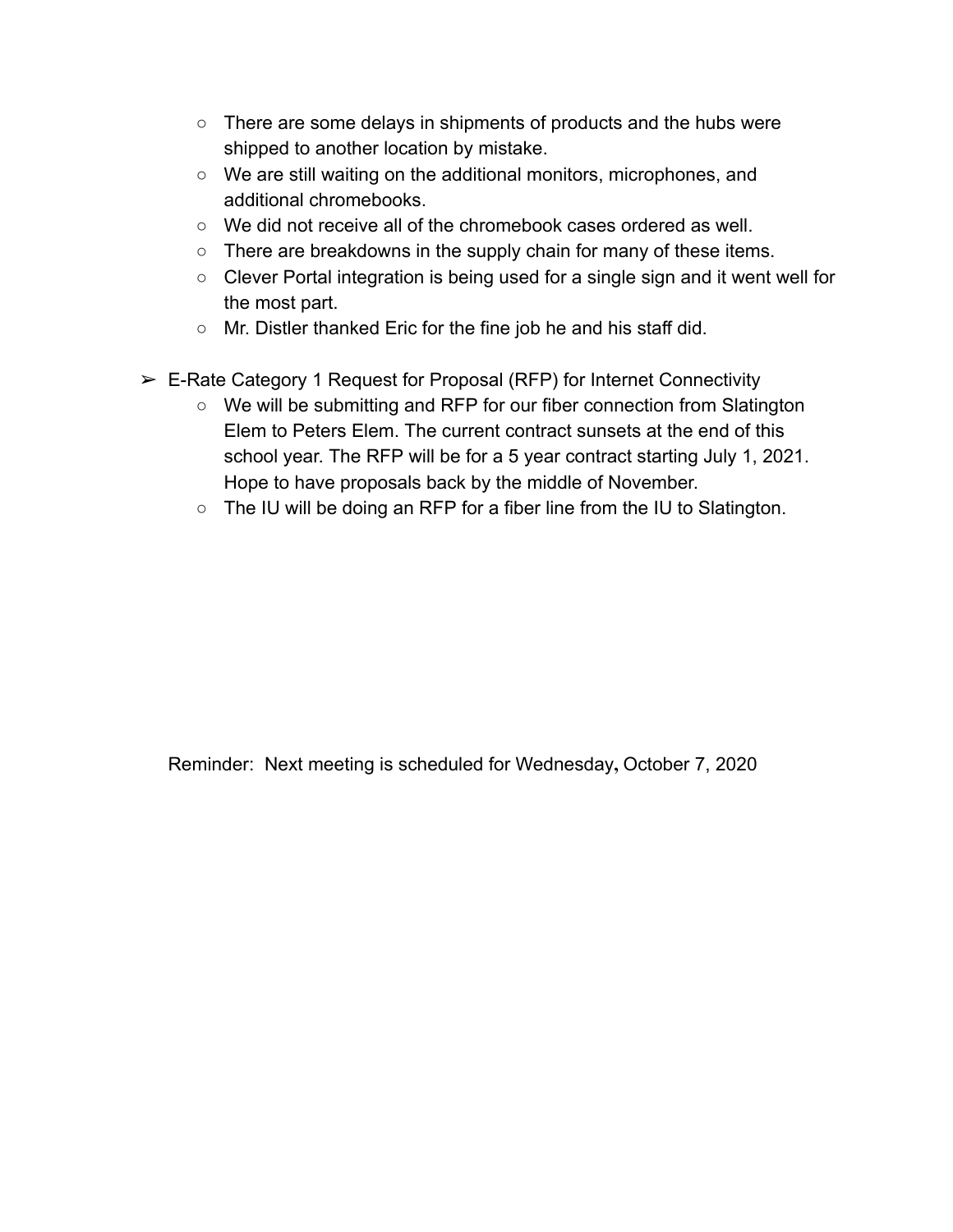- There are some delays in shipments of products and the hubs were shipped to another location by mistake.
   - We are still waiting on the additional monitors, microphones, and additional chromebooks.
   - We did not receive all of the chromebook cases ordered as well.
   - There are breakdowns in the supply chain for many of these items.
   - Clever Portal integration is being used for a single sign and it went well for the most part.
   - Mr. Distler thanked Eric for the fine job he and his staff did.

- E-Rate Category 1 Request for Proposal (RFP) for Internet Connectivity
   - We will be submitting and RFP for our fiber connection from Slatington Elem to Peters Elem. The current contract sunsets at the end of this school year. The RFP will be for a 5 year contract starting July 1, 2021. Hope to have proposals back by the middle of November.
   - The IU will be doing an RFP for a fiber line from the IU to Slatington.

Reminder: Next meeting is scheduled for Wednesday**,** October 7, 2020